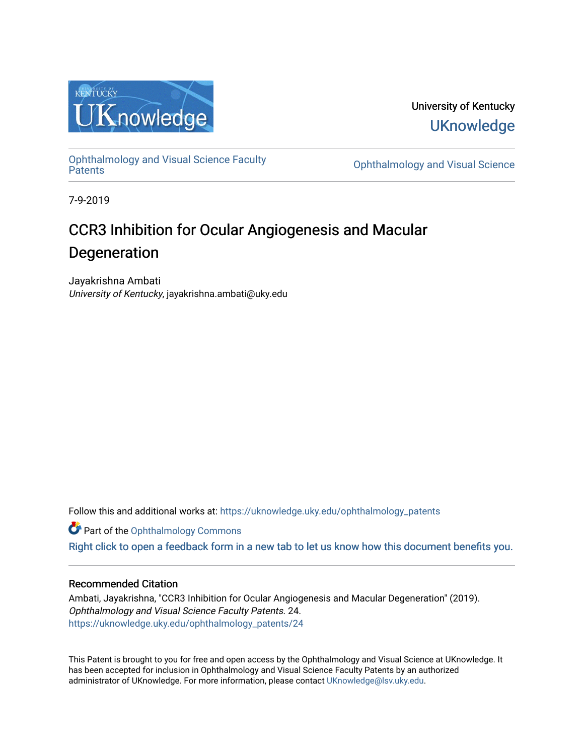University of Kentucky

UKnowledge

Ophthalmology and Visual Science Faculty Patents

Ophthalmology and Visual Science

7-9-2019

# CCR3 Inhibition for Ocular Angiogenesis and Macular Degeneration

Jayakrishna Ambati
*University of Kentucky*, jayakrishna.ambati@uky.edu

Follow this and additional works at: https://uknowledge.uky.edu/ophthalmology_patents

Part of the Ophthalmology Commons

Right click to open a feedback form in a new tab to let us know how this document benefits you.

## Recommended Citation

Ambati, Jayakrishna, "CCR3 Inhibition for Ocular Angiogenesis and Macular Degeneration" (2019). *Ophthalmology and Visual Science Faculty Patents.* 24.
https://uknowledge.uky.edu/ophthalmology_patents/24

This Patent is brought to you for free and open access by the Ophthalmology and Visual Science at UKnowledge. It has been accepted for inclusion in Ophthalmology and Visual Science Faculty Patents by an authorized administrator of UKnowledge. For more information, please contact UKnowledge@lsv.uky.edu.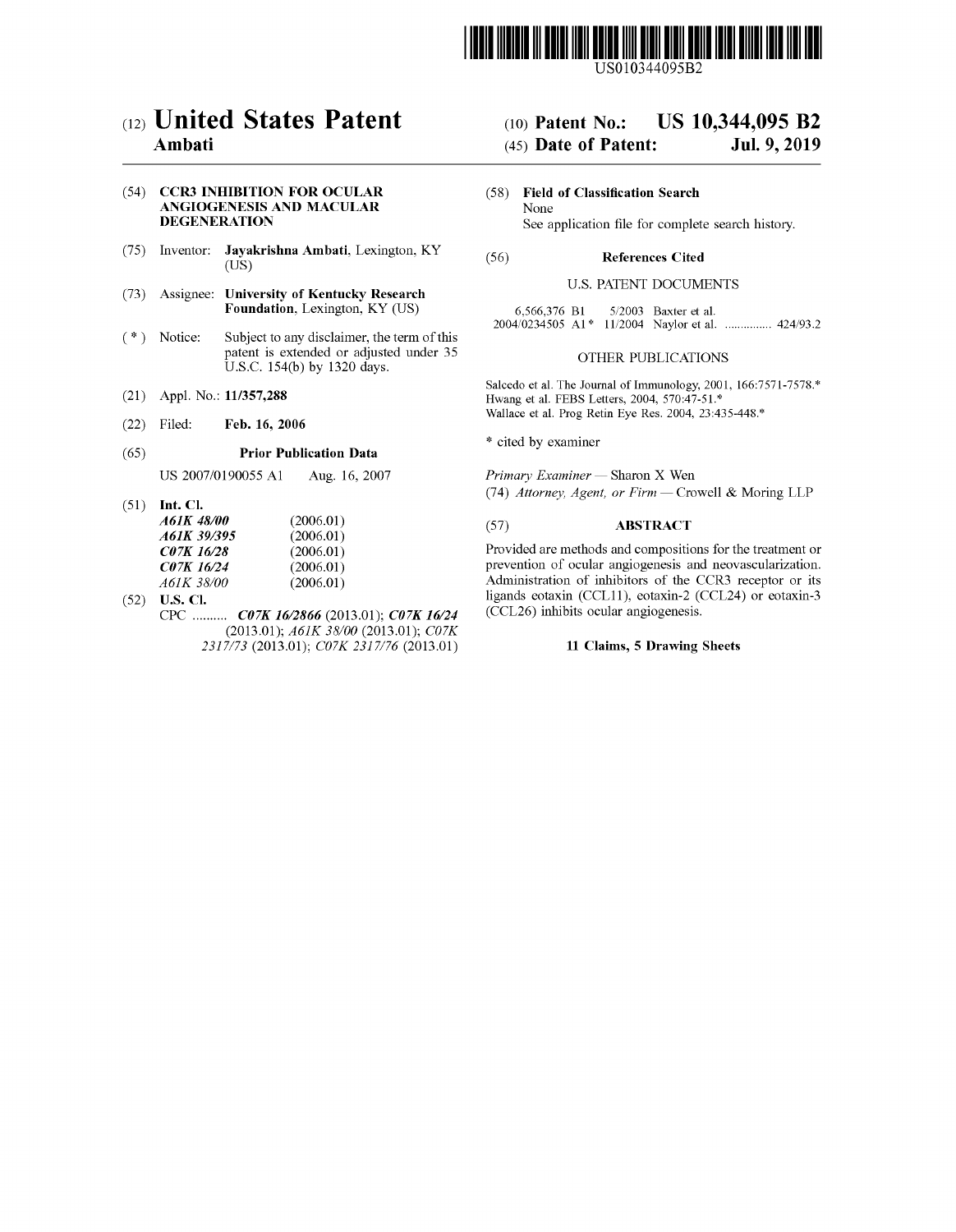US010344095B2

# (12) United States Patent
**Ambati**

(10) **Patent No.: US 10,344,095 B2**

(45) **Date of Patent: Jul. 9, 2019**

(54) **CCR3 INHIBITION FOR OCULAR ANGIOGENESIS AND MACULAR DEGENERATION**

(75) Inventor: **Jayakrishna Ambati**, Lexington, KY (US)

(73) Assignee: **University of Kentucky Research Foundation**, Lexington, KY (US)

( * ) Notice: Subject to any disclaimer, the term of this patent is extended or adjusted under 35 U.S.C. 154(b) by 1320 days.

(21) Appl. No.: **11/357,288**

(22) Filed: **Feb. 16, 2006**

(65) **Prior Publication Data**

US 2007/0190055 A1 Aug. 16, 2007

(51) **Int. Cl.**

| | |
|---|---|
| ***A61K 48/00*** | (2006.01) |
| ***A61K 39/395*** | (2006.01) |
| ***C07K 16/28*** | (2006.01) |
| ***C07K 16/24*** | (2006.01) |
| *A61K 38/00* | (2006.01) |

(52) **U.S. Cl.**

CPC .......... ***C07K 16/2866*** (2013.01); ***C07K 16/24*** (2013.01); *A61K 38/00* (2013.01); *C07K 2317/73* (2013.01); *C07K 2317/76* (2013.01)

(58) **Field of Classification Search**

None

See application file for complete search history.

(56) **References Cited**

U.S. PATENT DOCUMENTS

6,566,376 B1 5/2003 Baxter et al.

2004/0234505 A1* 11/2004 Naylor et al. .............. 424/93.2

OTHER PUBLICATIONS

Salcedo et al. The Journal of Immunology, 2001, 166:7571-7578.*

Hwang et al. FEBS Letters, 2004, 570:47-51.*

Wallace et al. Prog Retin Eye Res. 2004, 23:435-448.*

\* cited by examiner

*Primary Examiner* — Sharon X Wen

(74) *Attorney, Agent, or Firm* — Crowell & Moring LLP

(57) **ABSTRACT**

Provided are methods and compositions for the treatment or prevention of ocular angiogenesis and neovascularization. Administration of inhibitors of the CCR3 receptor or its ligands eotaxin (CCL11), eotaxin-2 (CCL24) or eotaxin-3 (CCL26) inhibits ocular angiogenesis.

**11 Claims, 5 Drawing Sheets**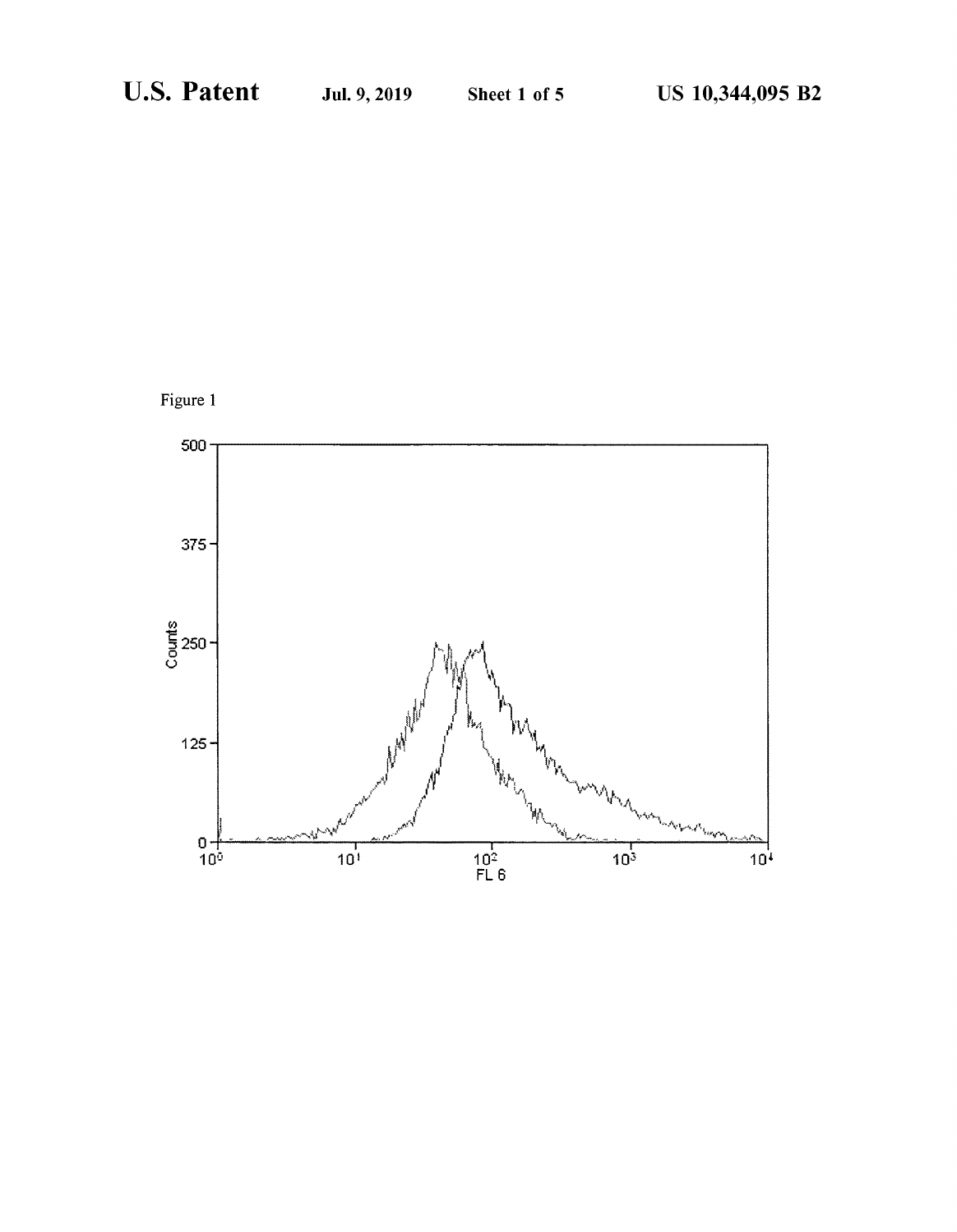Figure 1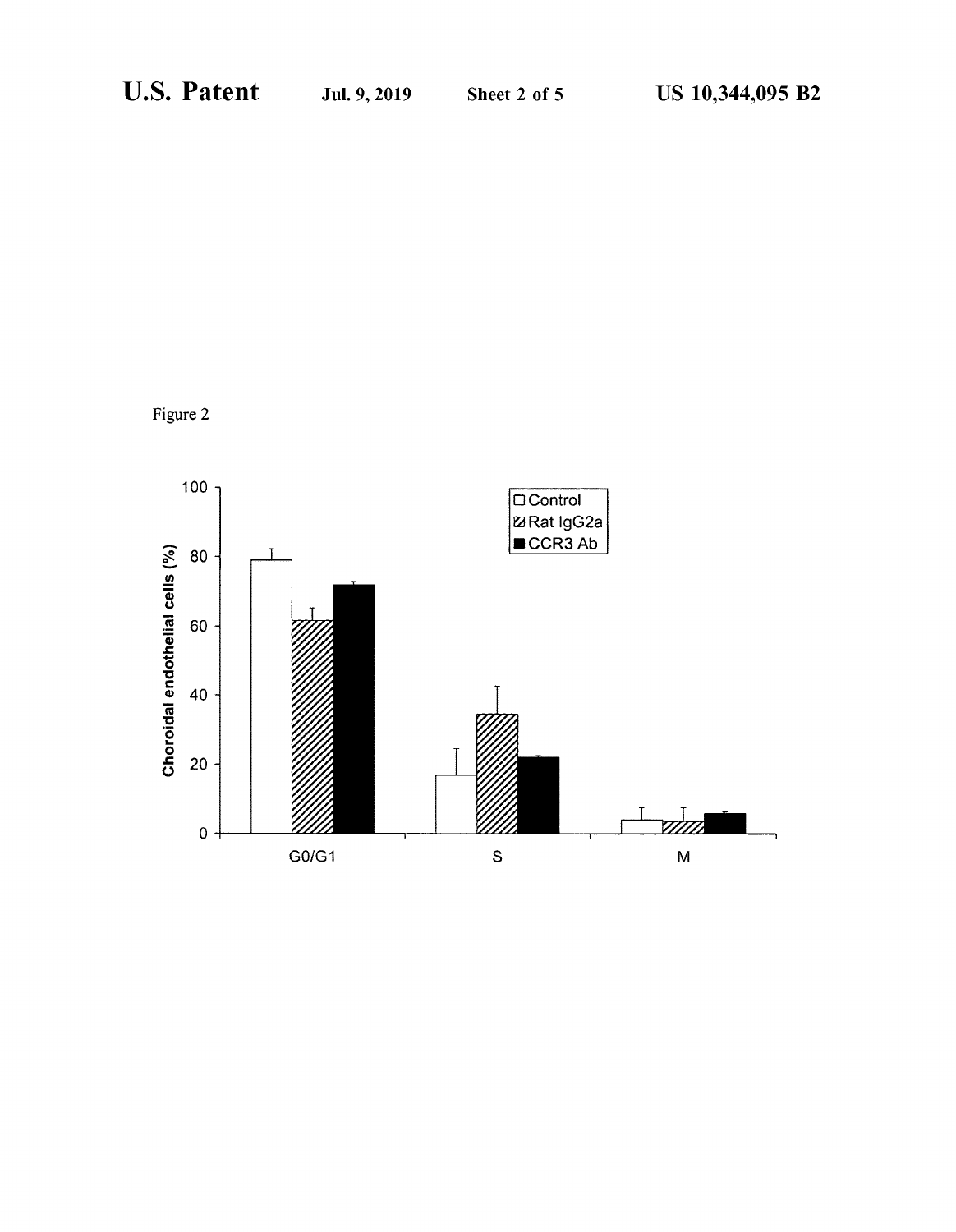Figure 2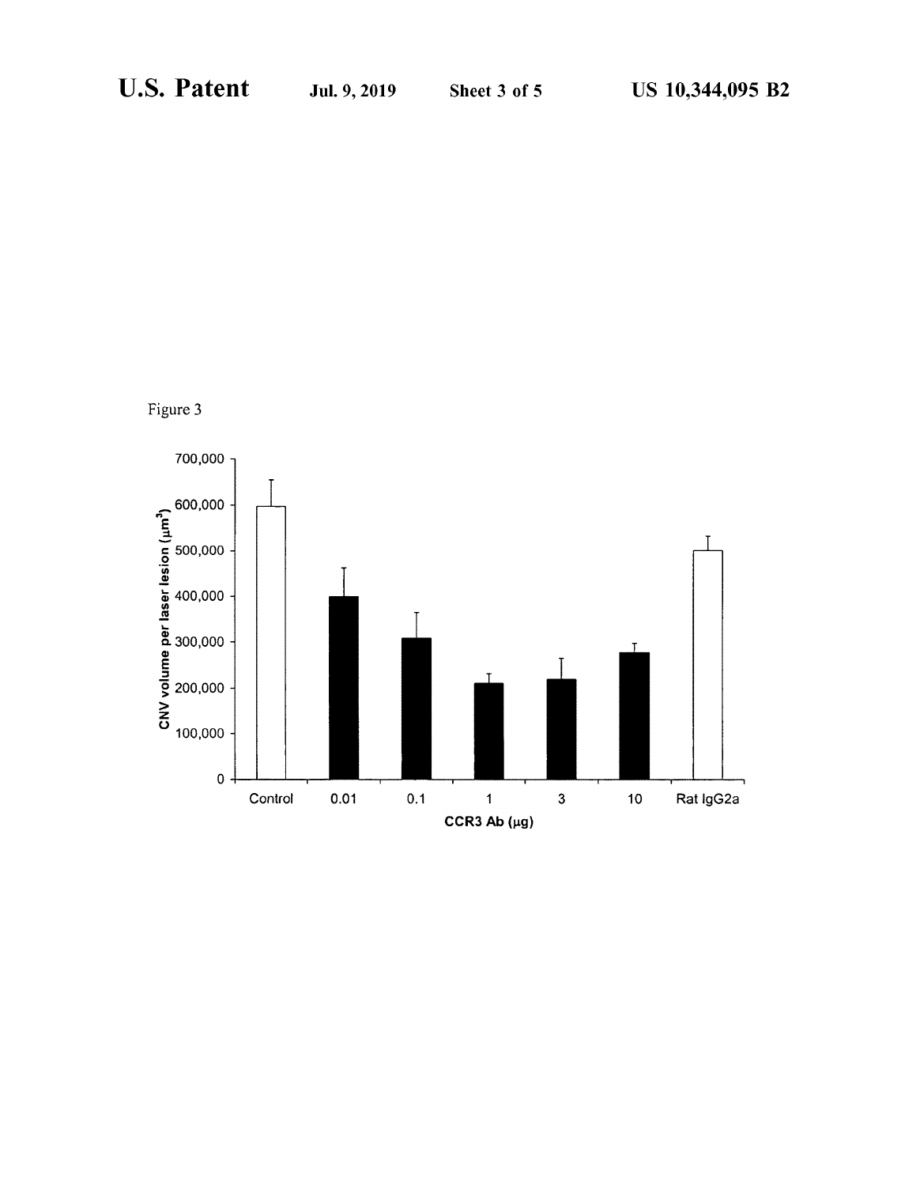Figure 3

| | Control | 0.01 | 0.1 | 1 | 3 | 10 | Rat IgG2a |
|---|---|---|---|---|---|---|---|

CNV volume per laser lesion ($\mu m^3$)

CCR3 Ab ($\mu g$)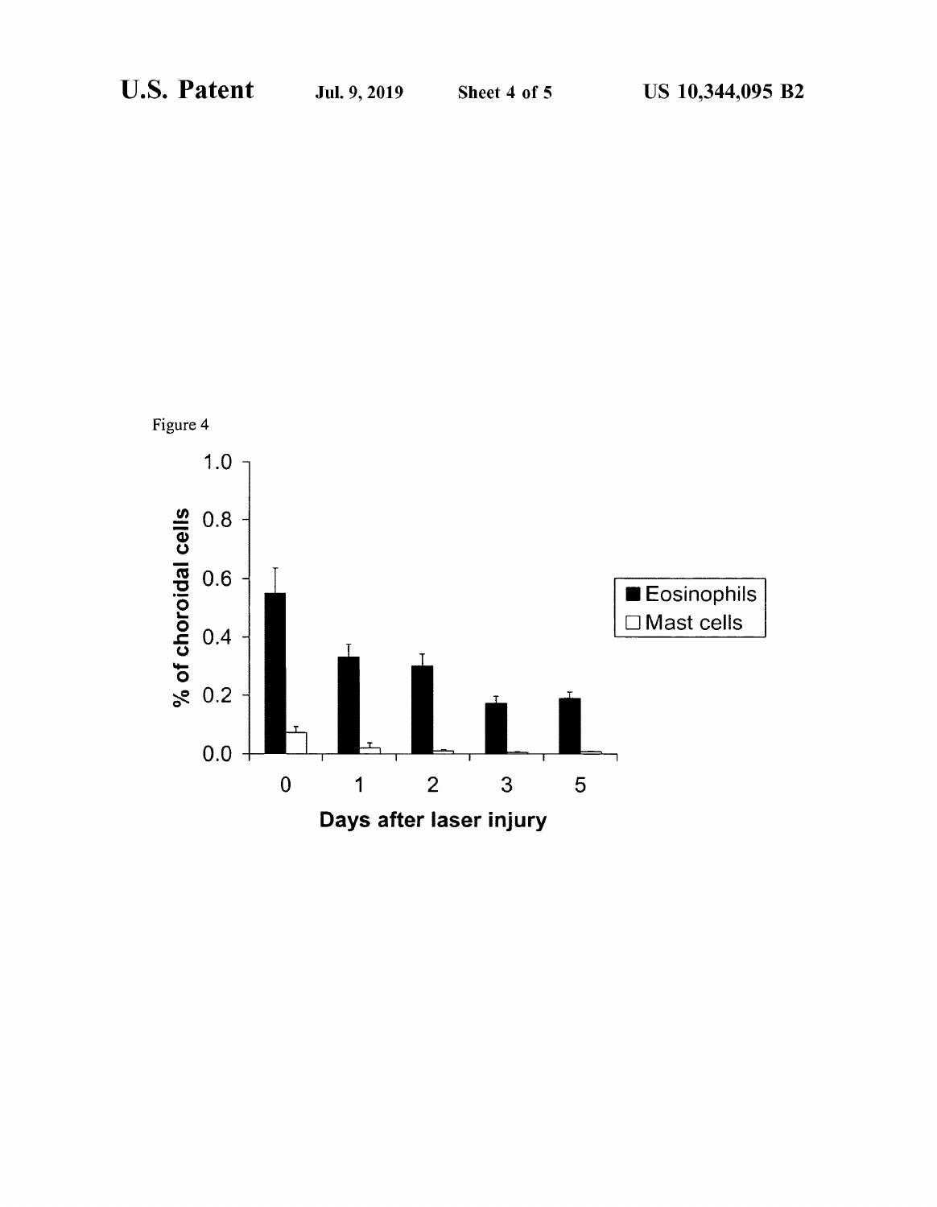Figure 4

| Days after laser injury | Eosinophils (% of choroidal cells) | Mast cells (% of choroidal cells) |
|---|---|---|
| 0 | ~0.55 | ~0.07 |
| 1 | ~0.33 | ~0.02 |
| 2 | ~0.30 | ~0.01 |
| 3 | ~0.17 | ~0.00 |
| 5 | ~0.19 | ~0.00 |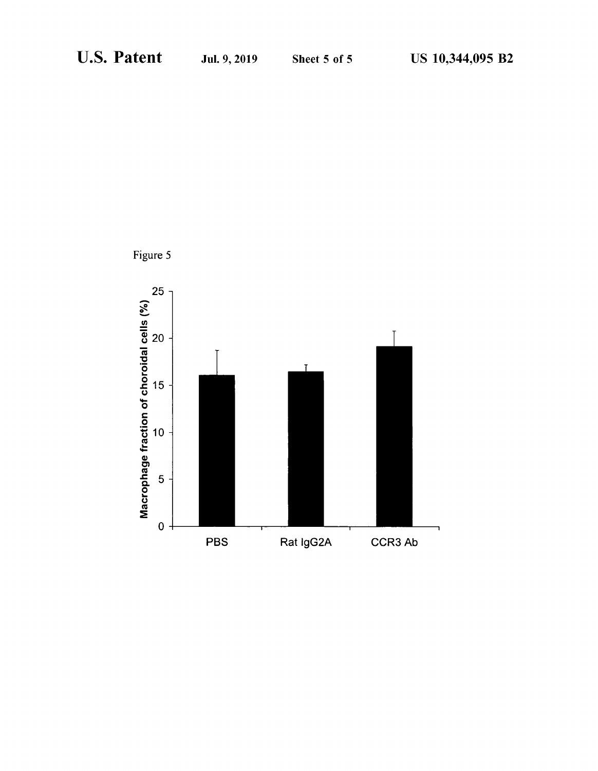Figure 5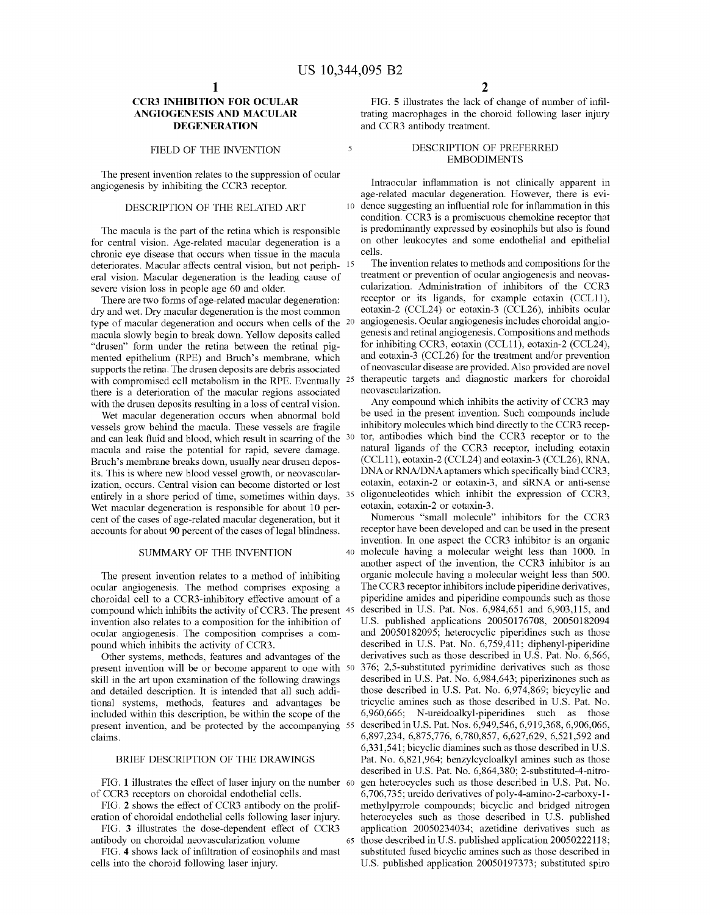# CCR3 INHIBITION FOR OCULAR ANGIOGENESIS AND MACULAR DEGENERATION

## FIELD OF THE INVENTION

The present invention relates to the suppression of ocular angiogenesis by inhibiting the CCR3 receptor.

## DESCRIPTION OF THE RELATED ART

The macula is the part of the retina which is responsible for central vision. Age-related macular degeneration is a chronic eye disease that occurs when tissue in the macula deteriorates. Macular affects central vision, but not peripheral vision. Macular degeneration is the leading cause of severe vision loss in people age 60 and older.

There are two forms of age-related macular degeneration: dry and wet. Dry macular degeneration is the most common type of macular degeneration and occurs when cells of the macula slowly begin to break down. Yellow deposits called "drusen" form under the retina between the retinal pigmented epithelium (RPE) and Bruch's membrane, which supports the retina. The drusen deposits are debris associated with compromised cell metabolism in the RPE. Eventually there is a deterioration of the macular regions associated with the drusen deposits resulting in a loss of central vision.

Wet macular degeneration occurs when abnormal bold vessels grow behind the macula. These vessels are fragile and can leak fluid and blood, which result in scarring of the macula and raise the potential for rapid, severe damage. Bruch's membrane breaks down, usually near drusen deposits. This is where new blood vessel growth, or neovascularization, occurs. Central vision can become distorted or lost entirely in a shore period of time, sometimes within days. Wet macular degeneration is responsible for about 10 percent of the cases of age-related macular degeneration, but it accounts for about 90 percent of the cases of legal blindness.

## SUMMARY OF THE INVENTION

The present invention relates to a method of inhibiting ocular angiogenesis. The method comprises exposing a choroidal cell to a CCR3-inhibitory effective amount of a compound which inhibits the activity of CCR3. The present invention also relates to a composition for the inhibition of ocular angiogenesis. The composition comprises a compound which inhibits the activity of CCR3.

Other systems, methods, features and advantages of the present invention will be or become apparent to one with skill in the art upon examination of the following drawings and detailed description. It is intended that all such additional systems, methods, features and advantages be included within this description, be within the scope of the present invention, and be protected by the accompanying claims.

## BRIEF DESCRIPTION OF THE DRAWINGS

FIG. 1 illustrates the effect of laser injury on the number of CCR3 receptors on choroidal endothelial cells.

FIG. 2 shows the effect of CCR3 antibody on the proliferation of choroidal endothelial cells following laser injury.

FIG. 3 illustrates the dose-dependent effect of CCR3 antibody on choroidal neovascularization volume

FIG. 4 shows lack of infiltration of eosinophils and mast cells into the choroid following laser injury.

FIG. 5 illustrates the lack of change of number of infiltrating macrophages in the choroid following laser injury and CCR3 antibody treatment.

## DESCRIPTION OF PREFERRED EMBODIMENTS

Intraocular inflammation is not clinically apparent in age-related macular degeneration. However, there is evidence suggesting an influential role for inflammation in this condition. CCR3 is a promiscuous chemokine receptor that is predominantly expressed by eosinophils but also is found on other leukocytes and some endothelial and epithelial cells.

The invention relates to methods and compositions for the treatment or prevention of ocular angiogenesis and neovascularization. Administration of inhibitors of the CCR3 receptor or its ligands, for example eotaxin (CCL11), eotaxin-2 (CCL24) or eotaxin-3 (CCL26), inhibits ocular angiogenesis. Ocular angiogenesis includes choroidal angiogenesis and retinal angiogenesis. Compositions and methods for inhibiting CCR3, eotaxin (CCL11), eotaxin-2 (CCL24), and eotaxin-3 (CCL26) for the treatment and/or prevention of neovascular disease are provided. Also provided are novel therapeutic targets and diagnostic markers for choroidal neovascularization.

Any compound which inhibits the activity of CCR3 may be used in the present invention. Such compounds include inhibitory molecules which bind directly to the CCR3 receptor, antibodies which bind the CCR3 receptor or to the natural ligands of the CCR3 receptor, including eotaxin (CCL11), eotaxin-2 (CCL24) and eotaxin-3 (CCL26), RNA, DNA or RNA/DNA aptamers which specifically bind CCR3, eotaxin, eotaxin-2 or eotaxin-3, and siRNA or anti-sense oligonucleotides which inhibit the expression of CCR3, eotaxin, eotaxin-2 or eotaxin-3.

Numerous "small molecule" inhibitors for the CCR3 receptor have been developed and can be used in the present invention. In one aspect the CCR3 inhibitor is an organic molecule having a molecular weight less than 1000. In another aspect of the invention, the CCR3 inhibitor is an organic molecule having a molecular weight less than 500. The CCR3 receptor inhibitors include piperidine derivatives, piperidine amides and piperidine compounds such as those described in U.S. Pat. Nos. 6,984,651 and 6,903,115, and U.S. published applications 20050176708, 20050182094 and 20050182095; heterocyclic piperidines such as those described in U.S. Pat. No. 6,759,411; diphenyl-piperidine derivatives such as those described in U.S. Pat. No. 6,566,376; 2,5-substituted pyrimidine derivatives such as those described in U.S. Pat. No. 6,984,643; piperizinones such as those described in U.S. Pat. No. 6,974,869; bicyclic and tricyclic amines such as those described in U.S. Pat. No. 6,960,666; N-ureidoalkyl-piperidines such as those described in U.S. Pat. Nos. 6,949,546, 6,919,368, 6,906,066, 6,897,234, 6,875,776, 6,780,857, 6,627,629, 6,521,592 and 6,331,541; bicyclic diamines such as those described in U.S. Pat. No. 6,821,964; benzylcycloalkyl amines such as those described in U.S. Pat. No. 6,864,380; 2-substituted-4-nitrogen heterocycles such as those described in U.S. Pat. No. 6,706,735; ureido derivatives of poly-4-amino-2-carboxy-1-methylpyrrole compounds; bicyclic and bridged nitrogen heterocycles such as those described in U.S. published application 20050234034; azetidine derivatives such as those described in U.S. published application 20050222118; substituted fused bicyclic amines such as those described in U.S. published application 20050197373; substituted spiro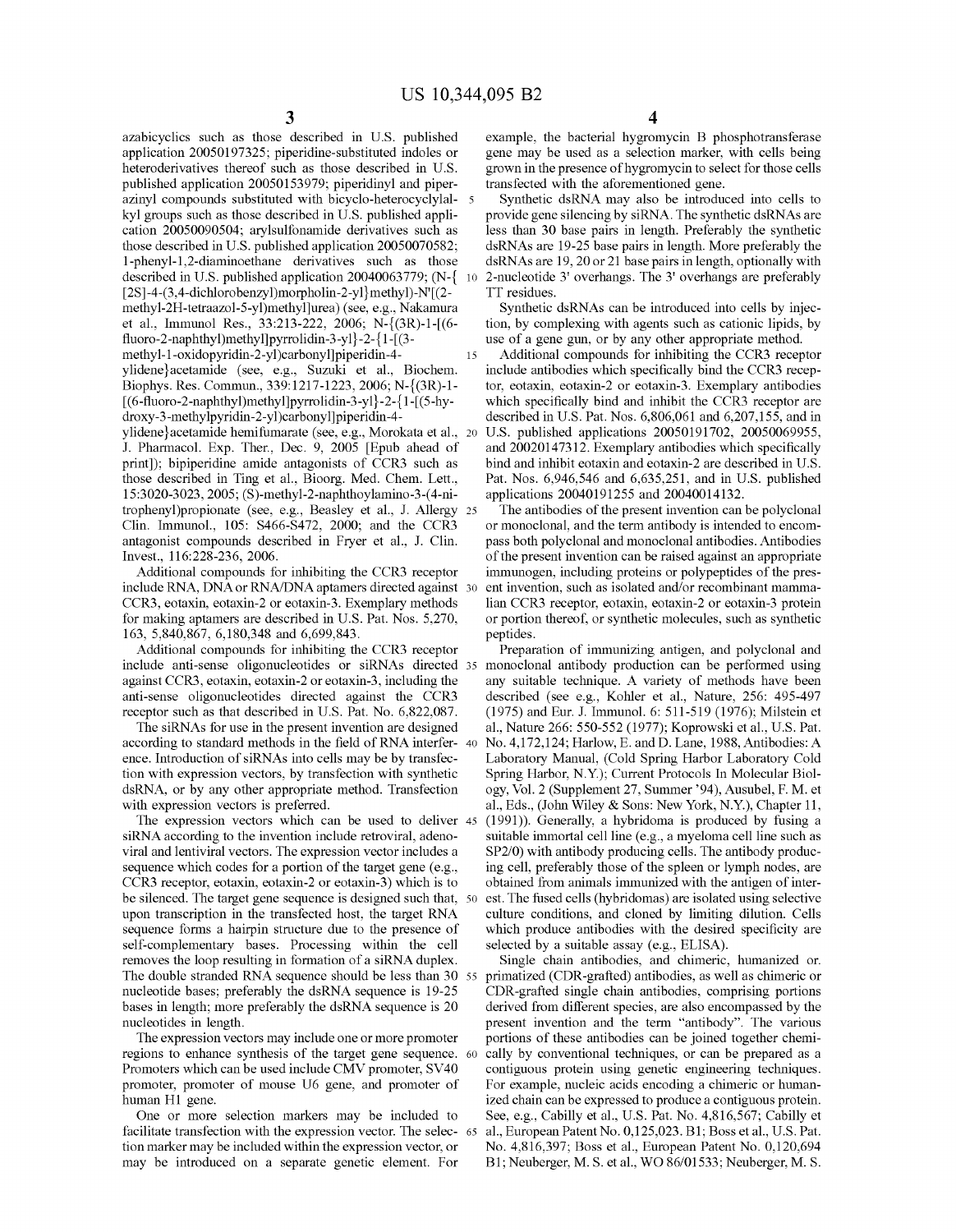azabicyclics such as those described in U.S. published application 20050197325; piperidine-substituted indoles or heteroderivatives thereof such as those described in U.S. published application 20050153979; piperidinyl and piperazinyl compounds substituted with bicyclo-heterocyclylalkyl groups such as those described in U.S. published application 20050090504; arylsulfonamide derivatives such as those described in U.S. published application 20050070582; 1-phenyl-1,2-diaminoethane derivatives such as those described in U.S. published application 20040063779; (N-{[2S]-4-(3,4-dichlorobenzyl)morpholin-2-yl}methyl)-N'[(2-methyl-2H-tetraazol-5-yl)methyl]urea) (see, e.g., Nakamura et al., Immunol Res., 33:213-222, 2006; N-{(3R)-1-[(6-fluoro-2-naphthyl)methyl]pyrrolidin-3-yl}-2-{1-[(3-methyl-1-oxidopyridin-2-yl)carbonyl]piperidin-4-ylidene}acetamide (see, e.g., Suzuki et al., Biochem. Biophys. Res. Commun., 339:1217-1223, 2006; N-{(3R)-1-[(6-fluoro-2-naphthyl)methyl]pyrrolidin-3-yl}-2-{1-[(5-hydroxy-3-methylpyridin-2-yl)carbonyl]piperidin-4-ylidene}acetamide hemifumarate (see, e.g., Morokata et al., J. Pharmacol. Exp. Ther., Dec. 9, 2005 [Epub ahead of print]); bipiperidine amide antagonists of CCR3 such as those described in Ting et al., Bioorg. Med. Chem. Lett., 15:3020-3023, 2005; (S)-methyl-2-naphthoylamino-3-(4-nitrophenyl)propionate (see, e.g., Beasley et al., J. Allergy Clin. Immunol., 105: S466-S472, 2000; and the CCR3 antagonist compounds described in Fryer et al., J. Clin. Invest., 116:228-236, 2006.

Additional compounds for inhibiting the CCR3 receptor include RNA, DNA or RNA/DNA aptamers directed against CCR3, eotaxin, eotaxin-2 or eotaxin-3. Exemplary methods for making aptamers are described in U.S. Pat. Nos. 5,270,163, 5,840,867, 6,180,348 and 6,699,843.

Additional compounds for inhibiting the CCR3 receptor include anti-sense oligonucleotides or siRNAs directed against CCR3, eotaxin, eotaxin-2 or eotaxin-3, including the anti-sense oligonucleotides directed against the CCR3 receptor such as that described in U.S. Pat. No. 6,822,087.

The siRNAs for use in the present invention are designed according to standard methods in the field of RNA interference. Introduction of siRNAs into cells may be by transfection with expression vectors, by transfection with synthetic dsRNA, or by any other appropriate method. Transfection with expression vectors is preferred.

The expression vectors which can be used to deliver siRNA according to the invention include retroviral, adenoviral and lentiviral vectors. The expression vector includes a sequence which codes for a portion of the target gene (e.g., CCR3 receptor, eotaxin, eotaxin-2 or eotaxin-3) which is to be silenced. The target gene sequence is designed such that, upon transcription in the transfected host, the target RNA sequence forms a hairpin structure due to the presence of self-complementary bases. Processing within the cell removes the loop resulting in formation of a siRNA duplex. The double stranded RNA sequence should be less than 30 nucleotide bases; preferably the dsRNA sequence is 19-25 bases in length; more preferably the dsRNA sequence is 20 nucleotides in length.

The expression vectors may include one or more promoter regions to enhance synthesis of the target gene sequence. Promoters which can be used include CMV promoter, SV40 promoter, promoter of mouse U6 gene, and promoter of human H1 gene.

One or more selection markers may be included to facilitate transfection with the expression vector. The selection marker may be included within the expression vector, or may be introduced on a separate genetic element. For example, the bacterial hygromycin B phosphotransferase gene may be used as a selection marker, with cells being grown in the presence of hygromycin to select for those cells transfected with the aforementioned gene.

Synthetic dsRNA may also be introduced into cells to provide gene silencing by siRNA. The synthetic dsRNAs are less than 30 base pairs in length. Preferably the synthetic dsRNAs are 19-25 base pairs in length. More preferably the dsRNAs are 19, 20 or 21 base pairs in length, optionally with 2-nucleotide 3' overhangs. The 3' overhangs are preferably TT residues.

Synthetic dsRNAs can be introduced into cells by injection, by complexing with agents such as cationic lipids, by use of a gene gun, or by any other appropriate method.

Additional compounds for inhibiting the CCR3 receptor include antibodies which specifically bind the CCR3 receptor, eotaxin, eotaxin-2 or eotaxin-3. Exemplary antibodies which specifically bind and inhibit the CCR3 receptor are described in U.S. Pat. Nos. 6,806,061 and 6,207,155, and in U.S. published applications 20050191702, 20050069955, and 20020147312. Exemplary antibodies which specifically bind and inhibit eotaxin and eotaxin-2 are described in U.S. Pat. Nos. 6,946,546 and 6,635,251, and in U.S. published applications 20040191255 and 20040014132.

The antibodies of the present invention can be polyclonal or monoclonal, and the term antibody is intended to encompass both polyclonal and monoclonal antibodies. Antibodies of the present invention can be raised against an appropriate immunogen, including proteins or polypeptides of the present invention, such as isolated and/or recombinant mammalian CCR3 receptor, eotaxin, eotaxin-2 or eotaxin-3 protein or portion thereof, or synthetic molecules, such as synthetic peptides.

Preparation of immunizing antigen, and polyclonal and monoclonal antibody production can be performed using any suitable technique. A variety of methods have been described (see e.g., Kohler et al., Nature, 256: 495-497 (1975) and Eur. J. Immunol. 6: 511-519 (1976); Milstein et al., Nature 266: 550-552 (1977); Koprowski et al., U.S. Pat. No. 4,172,124; Harlow, E. and D. Lane, 1988, Antibodies: A Laboratory Manual, (Cold Spring Harbor Laboratory Cold Spring Harbor, N.Y.); Current Protocols In Molecular Biology, Vol. 2 (Supplement 27, Summer '94), Ausubel, F. M. et al., Eds., (John Wiley & Sons: New York, N.Y.), Chapter 11, (1991)). Generally, a hybridoma is produced by fusing a suitable immortal cell line (e.g., a myeloma cell line such as SP2/0) with antibody producing cells. The antibody producing cell, preferably those of the spleen or lymph nodes, are obtained from animals immunized with the antigen of interest. The fused cells (hybridomas) are isolated using selective culture conditions, and cloned by limiting dilution. Cells which produce antibodies with the desired specificity are selected by a suitable assay (e.g., ELISA).

Single chain antibodies, and chimeric, humanized or. primatized (CDR-grafted) antibodies, as well as chimeric or CDR-grafted single chain antibodies, comprising portions derived from different species, are also encompassed by the present invention and the term "antibody". The various portions of these antibodies can be joined together chemically by conventional techniques, or can be prepared as a contiguous protein using genetic engineering techniques. For example, nucleic acids encoding a chimeric or humanized chain can be expressed to produce a contiguous protein. See, e.g., Cabilly et al., U.S. Pat. No. 4,816,567; Cabilly et al., European Patent No. 0,125,023. B1; Boss et al., U.S. Pat. No. 4,816,397; Boss et al., European Patent No. 0,120,694 B1; Neuberger, M. S. et al., WO 86/01533; Neuberger, M. S.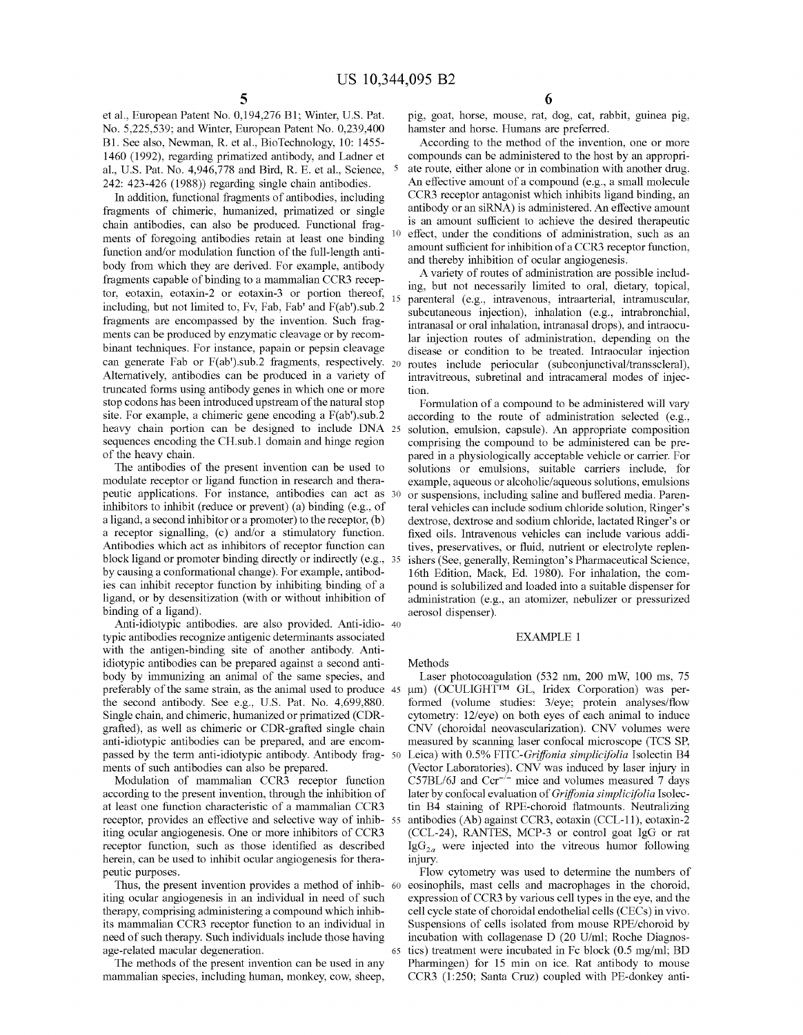et al., European Patent No. 0,194,276 B1; Winter, U.S. Pat. No. 5,225,539; and Winter, European Patent No. 0,239,400 B1. See also, Newman, R. et al., BioTechnology, 10: 1455-1460 (1992), regarding primatized antibody, and Ladner et al., U.S. Pat. No. 4,946,778 and Bird, R. E. et al., Science, 242: 423-426 (1988)) regarding single chain antibodies.

In addition, functional fragments of antibodies, including fragments of chimeric, humanized, primatized or single chain antibodies, can also be produced. Functional fragments of foregoing antibodies retain at least one binding function and/or modulation function of the full-length antibody from which they are derived. For example, antibody fragments capable of binding to a mammalian CCR3 receptor, eotaxin, eotaxin-2 or eotaxin-3 or portion thereof, including, but not limited to, Fv, Fab, Fab' and F(ab').sub.2 fragments are encompassed by the invention. Such fragments can be produced by enzymatic cleavage or by recombinant techniques. For instance, papain or pepsin cleavage can generate Fab or F(ab').sub.2 fragments, respectively. Alternatively, antibodies can be produced in a variety of truncated forms using antibody genes in which one or more stop codons has been introduced upstream of the natural stop site. For example, a chimeric gene encoding a F(ab').sub.2 heavy chain portion can be designed to include DNA sequences encoding the CH.sub.1 domain and hinge region of the heavy chain.

The antibodies of the present invention can be used to modulate receptor or ligand function in research and therapeutic applications. For instance, antibodies can act as inhibitors to inhibit (reduce or prevent) (a) binding (e.g., of a ligand, a second inhibitor or a promoter) to the receptor, (b) a receptor signalling, (c) and/or a stimulatory function. Antibodies which act as inhibitors of receptor function can block ligand or promoter binding directly or indirectly (e.g., by causing a conformational change). For example, antibodies can inhibit receptor function by inhibiting binding of a ligand, or by desensitization (with or without inhibition of binding of a ligand).

Anti-idiotypic antibodies. are also provided. Anti-idiotypic antibodies recognize antigenic determinants associated with the antigen-binding site of another antibody. Anti-idiotypic antibodies can be prepared against a second antibody by immunizing an animal of the same species, and preferably of the same strain, as the animal used to produce the second antibody. See e.g., U.S. Pat. No. 4,699,880. Single chain, and chimeric, humanized or primatized (CDR-grafted), as well as chimeric or CDR-grafted single chain anti-idiotypic antibodies can be prepared, and are encompassed by the term anti-idiotypic antibody. Antibody fragments of such antibodies can also be prepared.

Modulation of mammalian CCR3 receptor function according to the present invention, through the inhibition of at least one function characteristic of a mammalian CCR3 receptor, provides an effective and selective way of inhibiting ocular angiogenesis. One or more inhibitors of CCR3 receptor function, such as those identified as described herein, can be used to inhibit ocular angiogenesis for therapeutic purposes.

Thus, the present invention provides a method of inhibiting ocular angiogenesis in an individual in need of such therapy, comprising administering a compound which inhibits mammalian CCR3 receptor function to an individual in need of such therapy. Such individuals include those having age-related macular degeneration.

The methods of the present invention can be used in any mammalian species, including human, monkey, cow, sheep, pig, goat, horse, mouse, rat, dog, cat, rabbit, guinea pig, hamster and horse. Humans are preferred.

According to the method of the invention, one or more compounds can be administered to the host by an appropriate route, either alone or in combination with another drug. An effective amount of a compound (e.g., a small molecule CCR3 receptor antagonist which inhibits ligand binding, an antibody or an siRNA) is administered. An effective amount is an amount sufficient to achieve the desired therapeutic effect, under the conditions of administration, such as an amount sufficient for inhibition of a CCR3 receptor function, and thereby inhibition of ocular angiogenesis.

A variety of routes of administration are possible including, but not necessarily limited to oral, dietary, topical, parenteral (e.g., intravenous, intraarterial, intramuscular, subcutaneous injection), inhalation (e.g., intrabronchial, intranasal or oral inhalation, intranasal drops), and intraocular injection routes of administration, depending on the disease or condition to be treated. Intraocular injection routes include periocular (subconjunctival/transscleral), intravitreous, subretinal and intracameral modes of injection.

Formulation of a compound to be administered will vary according to the route of administration selected (e.g., solution, emulsion, capsule). An appropriate composition comprising the compound to be administered can be prepared in a physiologically acceptable vehicle or carrier. For solutions or emulsions, suitable carriers include, for example, aqueous or alcoholic/aqueous solutions, emulsions or suspensions, including saline and buffered media. Parenteral vehicles can include sodium chloride solution, Ringer's dextrose, dextrose and sodium chloride, lactated Ringer's or fixed oils. Intravenous vehicles can include various additives, preservatives, or fluid, nutrient or electrolyte replenishers (See, generally, Remington's Pharmaceutical Science, 16th Edition, Mack, Ed. 1980). For inhalation, the compound is solubilized and loaded into a suitable dispenser for administration (e.g., an atomizer, nebulizer or pressurized aerosol dispenser).

## EXAMPLE 1

Methods

Laser photocoagulation (532 nm, 200 mW, 100 ms, 75 μm) (OCULIGHT™ GL, Iridex Corporation) was performed (volume studies: 3/eye; protein analyses/flow cytometry: 12/eye) on both eyes of each animal to induce CNV (choroidal neovascularization). CNV volumes were measured by scanning laser confocal microscope (TCS SP, Leica) with 0.5% FITC-*Griffonia simplicifolia* Isolectin B4 (Vector Laboratories). CNV was induced by laser injury in C57BL/6J and $Ccr^{-/-}$ mice and volumes measured 7 days later by confocal evaluation of *Griffonia simplicifolia* Isolectin B4 staining of RPE-choroid flatmounts. Neutralizing antibodies (Ab) against CCR3, eotaxin (CCL-11), eotaxin-2 (CCL-24), RANTES, MCP-3 or control goat IgG or rat $IgG_{2a}$ were injected into the vitreous humor following injury.

Flow cytometry was used to determine the numbers of eosinophils, mast cells and macrophages in the choroid, expression of CCR3 by various cell types in the eye, and the cell cycle state of choroidal endothelial cells (CECs) in vivo. Suspensions of cells isolated from mouse RPE/choroid by incubation with collagenase D (20 U/ml; Roche Diagnostics) treatment were incubated in Fc block (0.5 mg/ml; BD Pharmingen) for 15 min on ice. Rat antibody to mouse CCR3 (1:250; Santa Cruz) coupled with PE-donkey anti-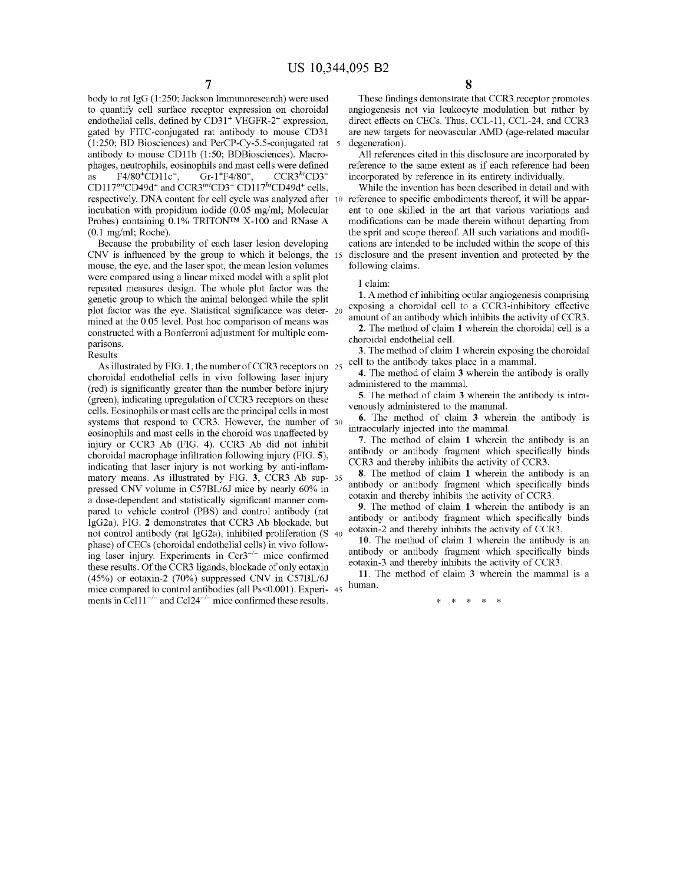body to rat IgG (1:250; Jackson Immunoresearch) were used to quantify cell surface receptor expression on choroidal endothelial cells, defined by $CD31^+$ $VEGFR\text{-}2^+$ expression, gated by FITC-conjugated rat antibody to mouse CD31 (1:250; BD Biosciences) and PerCP-Cy-5.5-conjugated rat antibody to mouse CD11b (1:50; BDBiosciences). Macrophages, neutrophils, eosinophils and mast cells were defined as $F4/80^+CD11c^-$, $Gr\text{-}1^+F4/80^-$, $CCR3^{hi}CD3^-$ $CD117^{int}CD49d^+$ and $CCR3^{int}CD3^-$ $CD117^{hi}CD49d^+$ cells, respectively. DNA content for cell cycle was analyzed after incubation with propidium iodide (0.05 mg/ml; Molecular Probes) containing 0.1% TRITON™ X-100 and RNase A (0.1 mg/ml; Roche).

Because the probability of each laser lesion developing CNV is influenced by the group to which it belongs, the mouse, the eye, and the laser spot, the mean lesion volumes were compared using a linear mixed model with a split plot repeated measures design. The whole plot factor was the genetic group to which the animal belonged while the split plot factor was the eye. Statistical significance was determined at the 0.05 level. Post hoc comparison of means was constructed with a Bonferroni adjustment for multiple comparisons.

Results

As illustrated by FIG. **1**, the number of CCR3 receptors on choroidal endothelial cells in vivo following laser injury (red) is significantly greater than the number before injury (green), indicating upregulation of CCR3 receptors on these cells. Eosinophils or mast cells are the principal cells in most systems that respond to CCR3. However, the number of eosinophils and mast cells in the choroid was unaffected by injury or CCR3 Ab (FIG. **4**). CCR3 Ab did not inhibit choroidal macrophage infiltration following injury (FIG. **5**), indicating that laser injury is not working by anti-inflammatory means. As illustrated by FIG. **3**, CCR3 Ab suppressed CNV volume in C57BL/6J mice by nearly 60% in a dose-dependent and statistically significant manner compared to vehicle control (PBS) and control antibody (rat IgG2a). FIG. **2** demonstrates that CCR3 Ab blockade, but not control antibody (rat IgG2a), inhibited proliferation (S phase) of CECs (choroidal endothelial cells) in vivo following laser injury. Experiments in $Ccr3^{-/-}$ mice confirmed these results. Of the CCR3 ligands, blockade of only eotaxin (45%) or eotaxin-2 (70%) suppressed CNV in C57BL/6J mice compared to control antibodies (all Ps<0.001). Experiments in $Ccl11^{-/-}$ and $Ccl24^{-/-}$ mice confirmed these results.

These findings demonstrate that CCR3 receptor promotes angiogenesis not via leukocyte modulation but rather by direct effects on CECs. Thus, CCL-11, CCL-24, and CCR3 are new targets for neovascular AMD (age-related macular degeneration).

All references cited in this disclosure are incorporated by reference to the same extent as if each reference had been incorporated by reference in its entirety individually.

While the invention has been described in detail and with reference to specific embodiments thereof, it will be apparent to one skilled in the art that various variations and modifications can be made therein without departing from the sprit and scope thereof. All such variations and modifications are intended to be included within the scope of this disclosure and the present invention and protected by the following claims.

I claim:

**1**. A method of inhibiting ocular angiogenesis comprising exposing a choroidal cell to a CCR3-inhibitory effective amount of an antibody which inhibits the activity of CCR3.

**2**. The method of claim **1** wherein the choroidal cell is a choroidal endothelial cell.

**3**. The method of claim **1** wherein exposing the choroidal cell to the antibody takes place in a mammal.

**4**. The method of claim **3** wherein the antibody is orally administered to the mammal.

**5**. The method of claim **3** wherein the antibody is intravenously administered to the mammal.

**6**. The method of claim **3** wherein the antibody is intraocularly injected into the mammal.

**7**. The method of claim **1** wherein the antibody is an antibody or antibody fragment which specifically binds CCR3 and thereby inhibits the activity of CCR3.

**8**. The method of claim **1** wherein the antibody is an antibody or antibody fragment which specifically binds eotaxin and thereby inhibits the activity of CCR3.

**9**. The method of claim **1** wherein the antibody is an antibody or antibody fragment which specifically binds eotaxin-2 and thereby inhibits the activity of CCR3.

**10**. The method of claim **1** wherein the antibody is an antibody or antibody fragment which specifically binds eotaxin-3 and thereby inhibits the activity of CCR3.

**11**. The method of claim **3** wherein the mammal is a human.

* * * * *